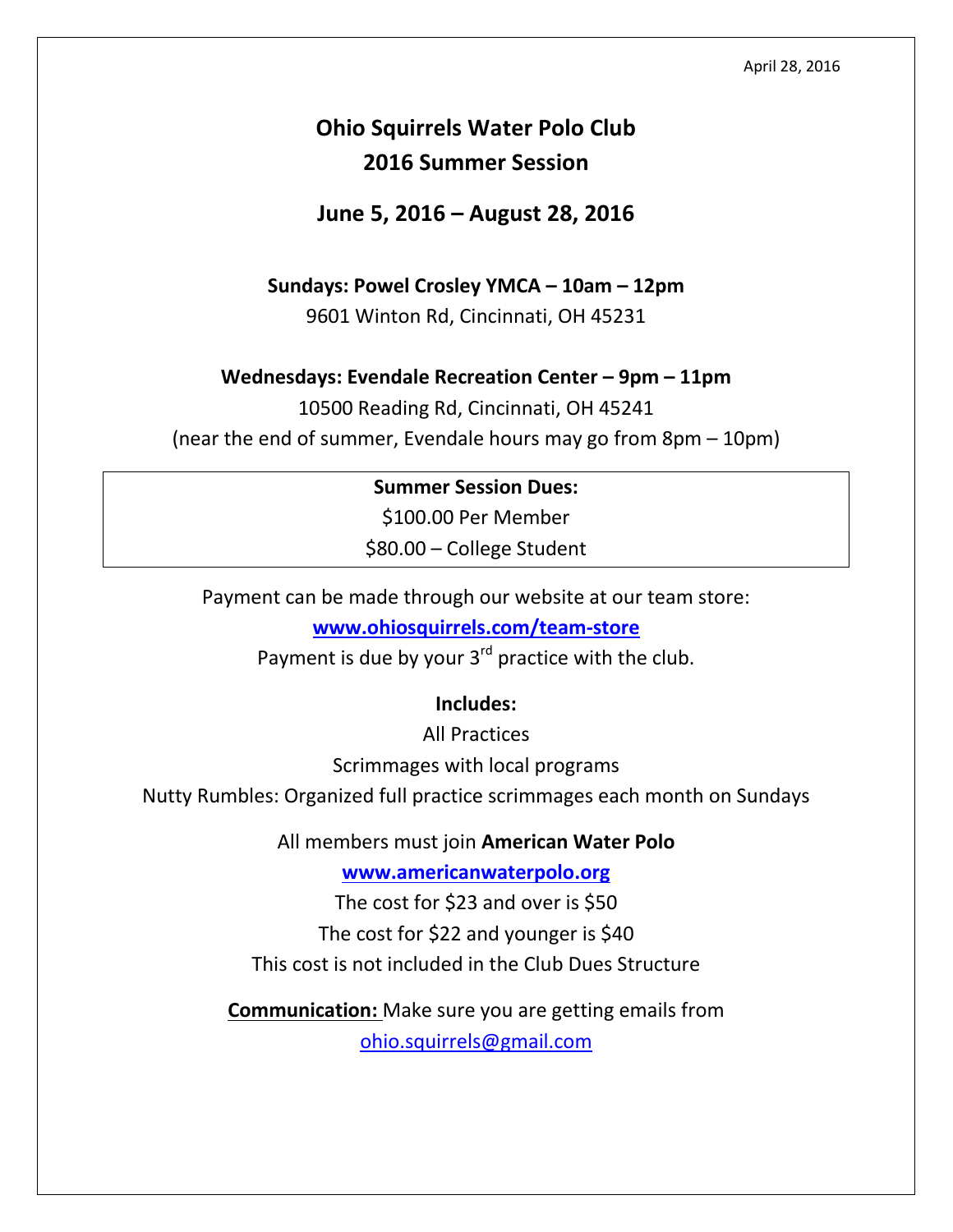April 28, 2016

# Ohio Squirrels Water Polo Club
# 2016 Summer Session

## June 5, 2016 – August 28, 2016

**Sundays: Powel Crosley YMCA – 10am – 12pm**

9601 Winton Rd, Cincinnati, OH 45231

**Wednesdays: Evendale Recreation Center – 9pm – 11pm**

10500 Reading Rd, Cincinnati, OH 45241

(near the end of summer, Evendale hours may go from 8pm – 10pm)

**Summer Session Dues:**

$100.00 Per Member

$80.00 – College Student

Payment can be made through our website at our team store:

**[www.ohiosquirrels.com/team-store](www.ohiosquirrels.com/team-store)**

Payment is due by your 3rd practice with the club.

**Includes:**

All Practices

Scrimmages with local programs

Nutty Rumbles: Organized full practice scrimmages each month on Sundays

All members must join **American Water Polo**

**[www.americanwaterpolo.org](www.americanwaterpolo.org)**

The cost for $23 and over is $50

The cost for $22 and younger is $40

This cost is not included in the Club Dues Structure

**Communication:** Make sure you are getting emails from

[ohio.squirrels@gmail.com](mailto:ohio.squirrels@gmail.com)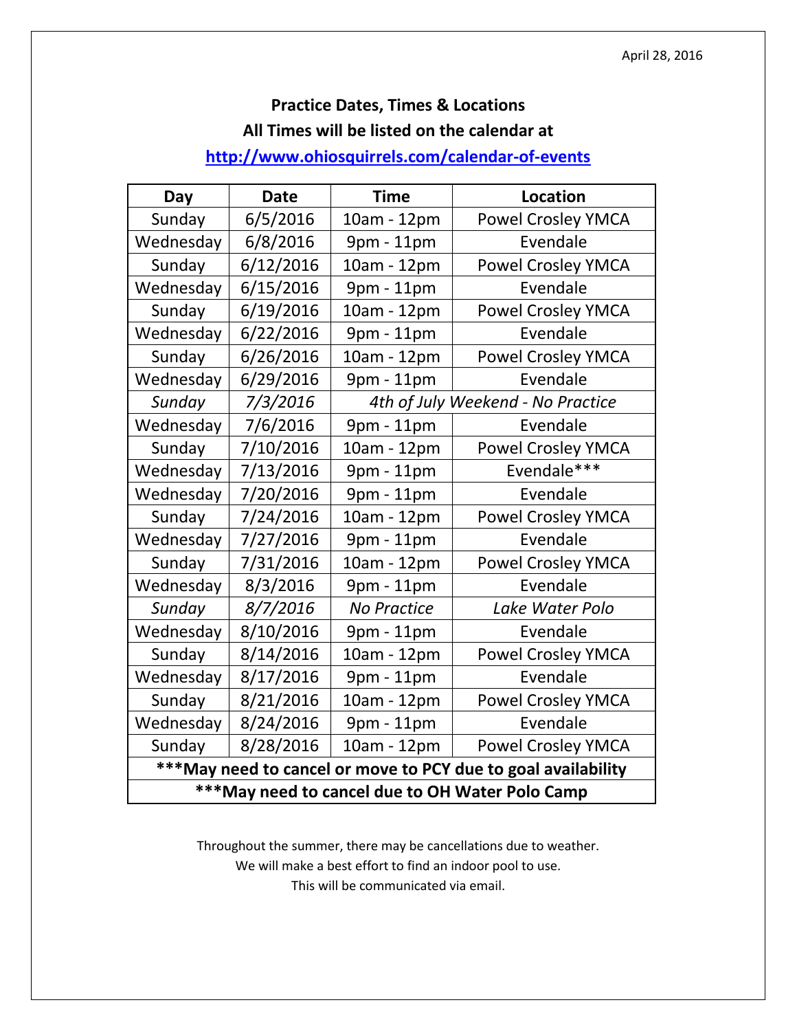April 28, 2016

**Practice Dates, Times & Locations**

**All Times will be listed on the calendar at**

**http://www.ohiosquirrels.com/calendar-of-events**

| Day | Date | Time | Location |
|---|---|---|---|
| Sunday | 6/5/2016 | 10am - 12pm | Powel Crosley YMCA |
| Wednesday | 6/8/2016 | 9pm - 11pm | Evendale |
| Sunday | 6/12/2016 | 10am - 12pm | Powel Crosley YMCA |
| Wednesday | 6/15/2016 | 9pm - 11pm | Evendale |
| Sunday | 6/19/2016 | 10am - 12pm | Powel Crosley YMCA |
| Wednesday | 6/22/2016 | 9pm - 11pm | Evendale |
| Sunday | 6/26/2016 | 10am - 12pm | Powel Crosley YMCA |
| Wednesday | 6/29/2016 | 9pm - 11pm | Evendale |
| *Sunday* | *7/3/2016* | *4th of July Weekend - No Practice* | |
| Wednesday | 7/6/2016 | 9pm - 11pm | Evendale |
| Sunday | 7/10/2016 | 10am - 12pm | Powel Crosley YMCA |
| Wednesday | 7/13/2016 | 9pm - 11pm | Evendale*** |
| Wednesday | 7/20/2016 | 9pm - 11pm | Evendale |
| Sunday | 7/24/2016 | 10am - 12pm | Powel Crosley YMCA |
| Wednesday | 7/27/2016 | 9pm - 11pm | Evendale |
| Sunday | 7/31/2016 | 10am - 12pm | Powel Crosley YMCA |
| Wednesday | 8/3/2016 | 9pm - 11pm | Evendale |
| *Sunday* | *8/7/2016* | *No Practice* | *Lake Water Polo* |
| Wednesday | 8/10/2016 | 9pm - 11pm | Evendale |
| Sunday | 8/14/2016 | 10am - 12pm | Powel Crosley YMCA |
| Wednesday | 8/17/2016 | 9pm - 11pm | Evendale |
| Sunday | 8/21/2016 | 10am - 12pm | Powel Crosley YMCA |
| Wednesday | 8/24/2016 | 9pm - 11pm | Evendale |
| Sunday | 8/28/2016 | 10am - 12pm | Powel Crosley YMCA |
| **\*\*\*May need to cancel or move to PCY due to goal availability** | | | |
| **\*\*\*May need to cancel due to OH Water Polo Camp** | | | |

Throughout the summer, there may be cancellations due to weather.
We will make a best effort to find an indoor pool to use.
This will be communicated via email.